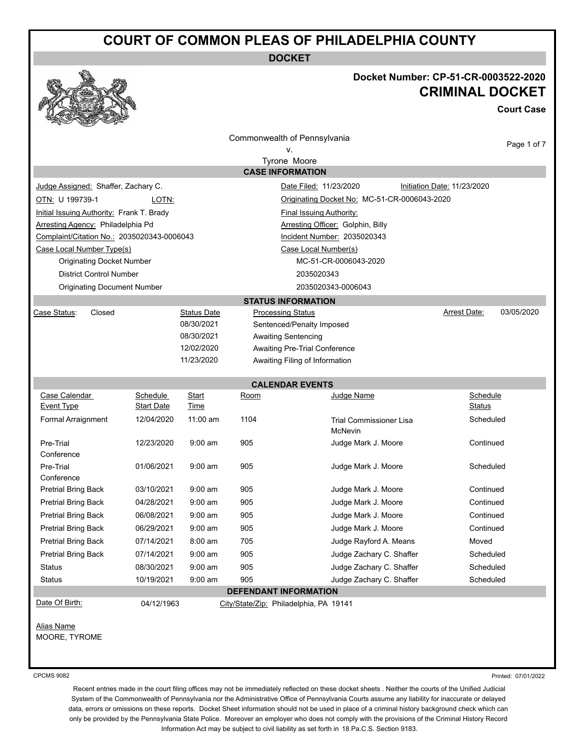# COURT OF COMMON PLEAS OF PHILADELPHIA COUNTY

**DOCKET**

**Docket Number: CP-51-CR-0003522-2020**

## CRIMINAL DOCKET

**Court Case**

Commonwealth of Pennsylvania
v.
Tyrone Moore

### CASE INFORMATION

| | |
|---|---|
| Judge Assigned: Shaffer, Zachary C. | Date Filed: 11/23/2020 &nbsp;&nbsp; Initiation Date: 11/23/2020 |
| OTN: U 199739-1 &nbsp;&nbsp; LOTN: | Originating Docket No: MC-51-CR-0006043-2020 |
| Initial Issuing Authority: Frank T. Brady | Final Issuing Authority: |
| Arresting Agency: Philadelphia Pd | Arresting Officer: Golphin, Billy |
| Complaint/Citation No.: 2035020343-0006043 | Incident Number: 2035020343 |

| Case Local Number Type(s) | Case Local Number(s) |
|---|---|
| Originating Docket Number | MC-51-CR-0006043-2020 |
| District Control Number | 2035020343 |
| Originating Document Number | 2035020343-0006043 |

### STATUS INFORMATION

Case Status: Closed

Arrest Date: 03/05/2020

| Status Date | Processing Status |
|---|---|
| 08/30/2021 | Sentenced/Penalty Imposed |
| 08/30/2021 | Awaiting Sentencing |
| 12/02/2020 | Awaiting Pre-Trial Conference |
| 11/23/2020 | Awaiting Filing of Information |

### CALENDAR EVENTS

| Case Calendar Event Type | Schedule Start Date | Start Time | Room | Judge Name | Schedule Status |
|---|---|---|---|---|---|
| Formal Arraignment | 12/04/2020 | 11:00 am | 1104 | Trial Commissioner Lisa McNevin | Scheduled |
| Pre-Trial Conference | 12/23/2020 | 9:00 am | 905 | Judge Mark J. Moore | Continued |
| Pre-Trial Conference | 01/06/2021 | 9:00 am | 905 | Judge Mark J. Moore | Scheduled |
| Pretrial Bring Back | 03/10/2021 | 9:00 am | 905 | Judge Mark J. Moore | Continued |
| Pretrial Bring Back | 04/28/2021 | 9:00 am | 905 | Judge Mark J. Moore | Continued |
| Pretrial Bring Back | 06/08/2021 | 9:00 am | 905 | Judge Mark J. Moore | Continued |
| Pretrial Bring Back | 06/29/2021 | 9:00 am | 905 | Judge Mark J. Moore | Continued |
| Pretrial Bring Back | 07/14/2021 | 8:00 am | 705 | Judge Rayford A. Means | Moved |
| Pretrial Bring Back | 07/14/2021 | 9:00 am | 905 | Judge Zachary C. Shaffer | Scheduled |
| Status | 08/30/2021 | 9:00 am | 905 | Judge Zachary C. Shaffer | Scheduled |
| Status | 10/19/2021 | 9:00 am | 905 | Judge Zachary C. Shaffer | Scheduled |

### DEFENDANT INFORMATION

Date Of Birth: 04/12/1963 &nbsp;&nbsp; City/State/Zip: Philadelphia, PA 19141

Alias Name
MOORE, TYROME

CPCMS 9082

Printed: 07/01/2022

Recent entries made in the court filing offices may not be immediately reflected on these docket sheets . Neither the courts of the Unified Judicial System of the Commonwealth of Pennsylvania nor the Administrative Office of Pennsylvania Courts assume any liability for inaccurate or delayed data, errors or omissions on these reports. Docket Sheet information should not be used in place of a criminal history background check which can only be provided by the Pennsylvania State Police. Moreover an employer who does not comply with the provisions of the Criminal History Record Information Act may be subject to civil liability as set forth in 18 Pa.C.S. Section 9183.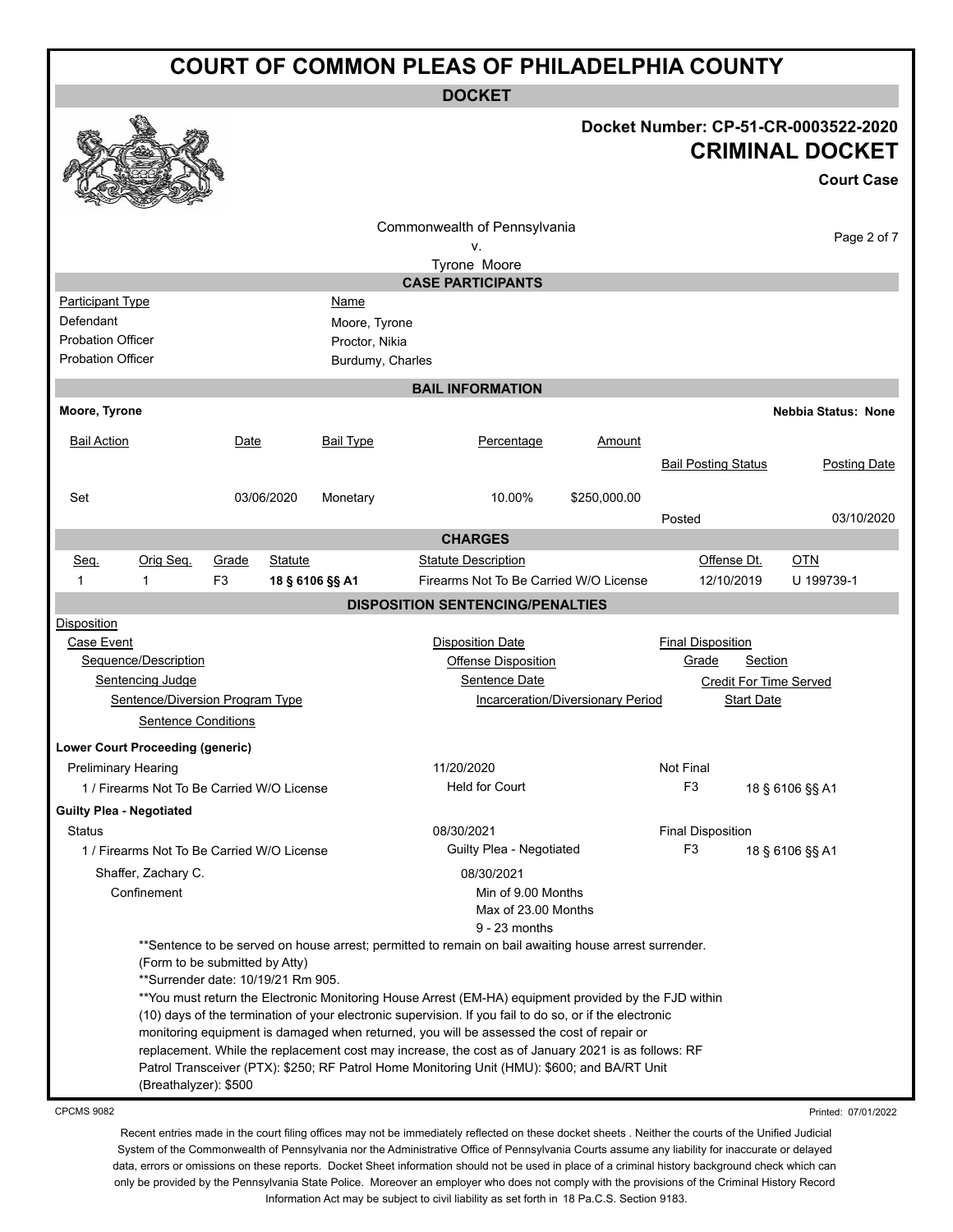# COURT OF COMMON PLEAS OF PHILADELPHIA COUNTY

## DOCKET

**Docket Number: CP-51-CR-0003522-2020**

**CRIMINAL DOCKET**

**Court Case**

Commonwealth of Pennsylvania
v.
Tyrone Moore

### CASE PARTICIPANTS

| Participant Type | Name |
| --- | --- |
| Defendant | Moore, Tyrone |
| Probation Officer | Proctor, Nikia |
| Probation Officer | Burdumy, Charles |

### BAIL INFORMATION

**Moore, Tyrone** — **Nebbia Status: None**

| Bail Action | Date | Bail Type | Percentage | Amount | Bail Posting Status | Posting Date |
| --- | --- | --- | --- | --- | --- | --- |
| Set | 03/06/2020 | Monetary | 10.00% | $250,000.00 | Posted | 03/10/2020 |

### CHARGES

| Seq. | Orig Seq. | Grade | Statute | Statute Description | Offense Dt. | OTN |
| --- | --- | --- | --- | --- | --- | --- |
| 1 | 1 | F3 | **18 § 6106 §§ A1** | Firearms Not To Be Carried W/O License | 12/10/2019 | U 199739-1 |

### DISPOSITION SENTENCING/PENALTIES

Disposition
- Case Event — Disposition Date — Final Disposition
  - Sequence/Description — Offense Disposition — Grade — Section
    - Sentencing Judge — Sentence Date — Credit For Time Served
      - Sentence/Diversion Program Type — Incarceration/Diversionary Period — Start Date
        - Sentence Conditions

**Lower Court Proceeding (generic)**

Preliminary Hearing — 11/20/2020 — Not Final

1 / Firearms Not To Be Carried W/O License — Held for Court — F3 — 18 § 6106 §§ A1

**Guilty Plea - Negotiated**

Status — 08/30/2021 — Final Disposition

1 / Firearms Not To Be Carried W/O License — Guilty Plea - Negotiated — F3 — 18 § 6106 §§ A1

Shaffer, Zachary C. — 08/30/2021

Confinement — Min of 9.00 Months, Max of 23.00 Months, 9 - 23 months

**Sentence to be served on house arrest; permitted to remain on bail awaiting house arrest surrender.
(Form to be submitted by Atty)
**Surrender date: 10/19/21 Rm 905.
**You must return the Electronic Monitoring House Arrest (EM-HA) equipment provided by the FJD within (10) days of the termination of your electronic supervision. If you fail to do so, or if the electronic monitoring equipment is damaged when returned, you will be assessed the cost of repair or replacement. While the replacement cost may increase, the cost as of January 2021 is as follows: RF Patrol Transceiver (PTX): $250; RF Patrol Home Monitoring Unit (HMU): $600; and BA/RT Unit (Breathalyzer): $500

CPCMS 9082

Printed: 07/01/2022

Recent entries made in the court filing offices may not be immediately reflected on these docket sheets . Neither the courts of the Unified Judicial System of the Commonwealth of Pennsylvania nor the Administrative Office of Pennsylvania Courts assume any liability for inaccurate or delayed data, errors or omissions on these reports. Docket Sheet information should not be used in place of a criminal history background check which can only be provided by the Pennsylvania State Police. Moreover an employer who does not comply with the provisions of the Criminal History Record Information Act may be subject to civil liability as set forth in 18 Pa.C.S. Section 9183.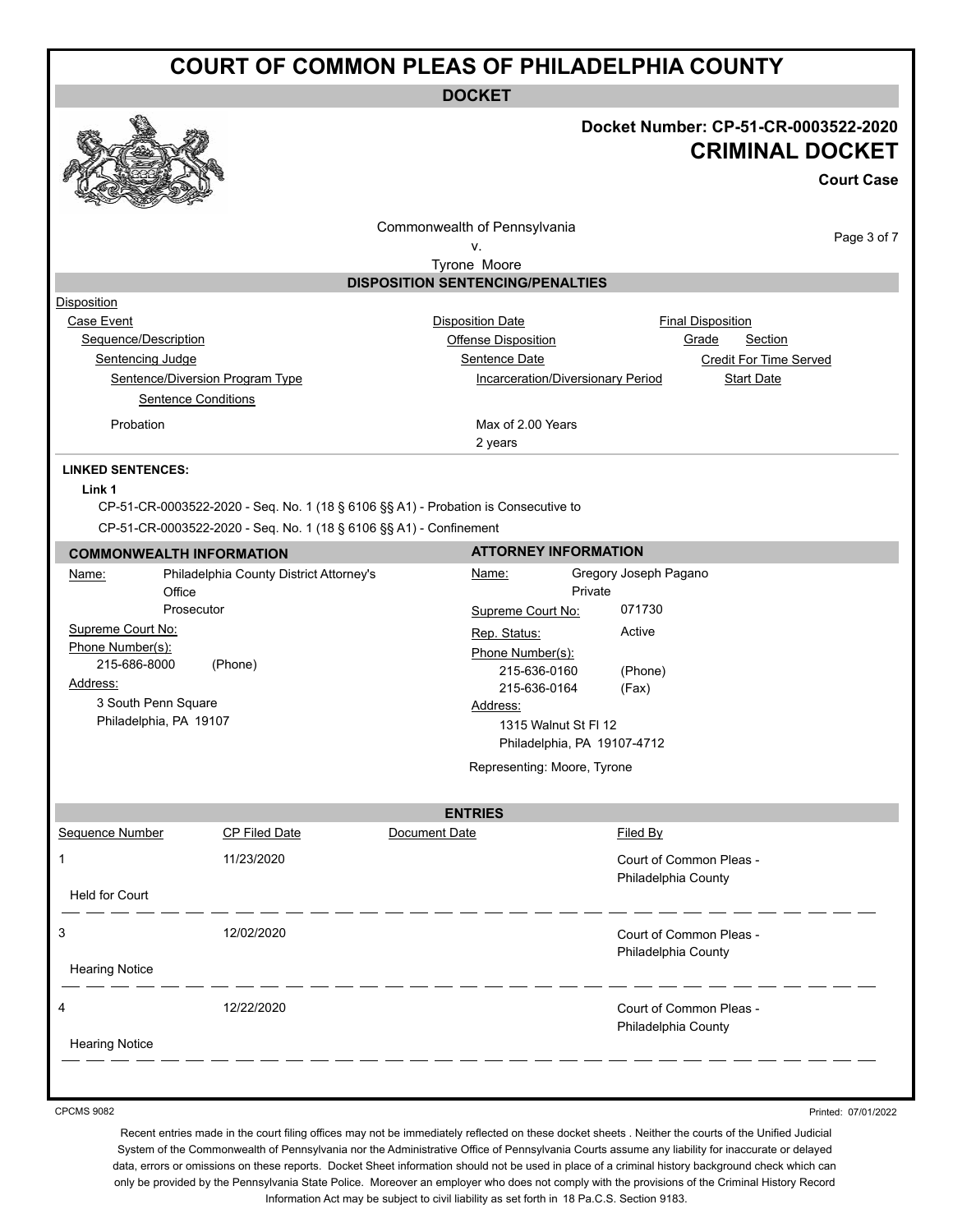# COURT OF COMMON PLEAS OF PHILADELPHIA COUNTY

**DOCKET**

**Docket Number: CP-51-CR-0003522-2020**
**CRIMINAL DOCKET**
**Court Case**

Commonwealth of Pennsylvania
v.
Tyrone Moore

## DISPOSITION SENTENCING/PENALTIES

Disposition
- Case Event — Disposition Date — Final Disposition
  - Sequence/Description — Offense Disposition — Grade — Section
    - Sentencing Judge — Sentence Date — Credit For Time Served
      - Sentence/Diversion Program Type — Incarceration/Diversionary Period — Start Date
        - Sentence Conditions

| Sentence/Diversion Program Type | Incarceration/Diversionary Period | Start Date |
|---|---|---|
| Probation | Max of 2.00 Years<br>2 years | |

**LINKED SENTENCES:**

**Link 1**

CP-51-CR-0003522-2020 - Seq. No. 1 (18 § 6106 §§ A1) - Probation is Consecutive to
CP-51-CR-0003522-2020 - Seq. No. 1 (18 § 6106 §§ A1) - Confinement

## COMMONWEALTH INFORMATION

Name: Philadelphia County District Attorney's Office
Prosecutor

Supreme Court No:

Phone Number(s):
215-686-8000 (Phone)

Address:
3 South Penn Square
Philadelphia, PA 19107

## ATTORNEY INFORMATION

Name: Gregory Joseph Pagano
Private

Supreme Court No: 071730

Rep. Status: Active

Phone Number(s):
215-636-0160 (Phone)
215-636-0164 (Fax)

Address:
1315 Walnut St Fl 12
Philadelphia, PA 19107-4712

Representing: Moore, Tyrone

## ENTRIES

| Sequence Number | CP Filed Date | Document Date | Filed By |
|---|---|---|---|
| 1 | 11/23/2020 | | Court of Common Pleas - Philadelphia County |
| Held for Court | | | |
| 3 | 12/02/2020 | | Court of Common Pleas - Philadelphia County |
| Hearing Notice | | | |
| 4 | 12/22/2020 | | Court of Common Pleas - Philadelphia County |
| Hearing Notice | | | |

CPCMS 9082

Printed: 07/01/2022

Recent entries made in the court filing offices may not be immediately reflected on these docket sheets . Neither the courts of the Unified Judicial System of the Commonwealth of Pennsylvania nor the Administrative Office of Pennsylvania Courts assume any liability for inaccurate or delayed data, errors or omissions on these reports. Docket Sheet information should not be used in place of a criminal history background check which can only be provided by the Pennsylvania State Police. Moreover an employer who does not comply with the provisions of the Criminal History Record Information Act may be subject to civil liability as set forth in 18 Pa.C.S. Section 9183.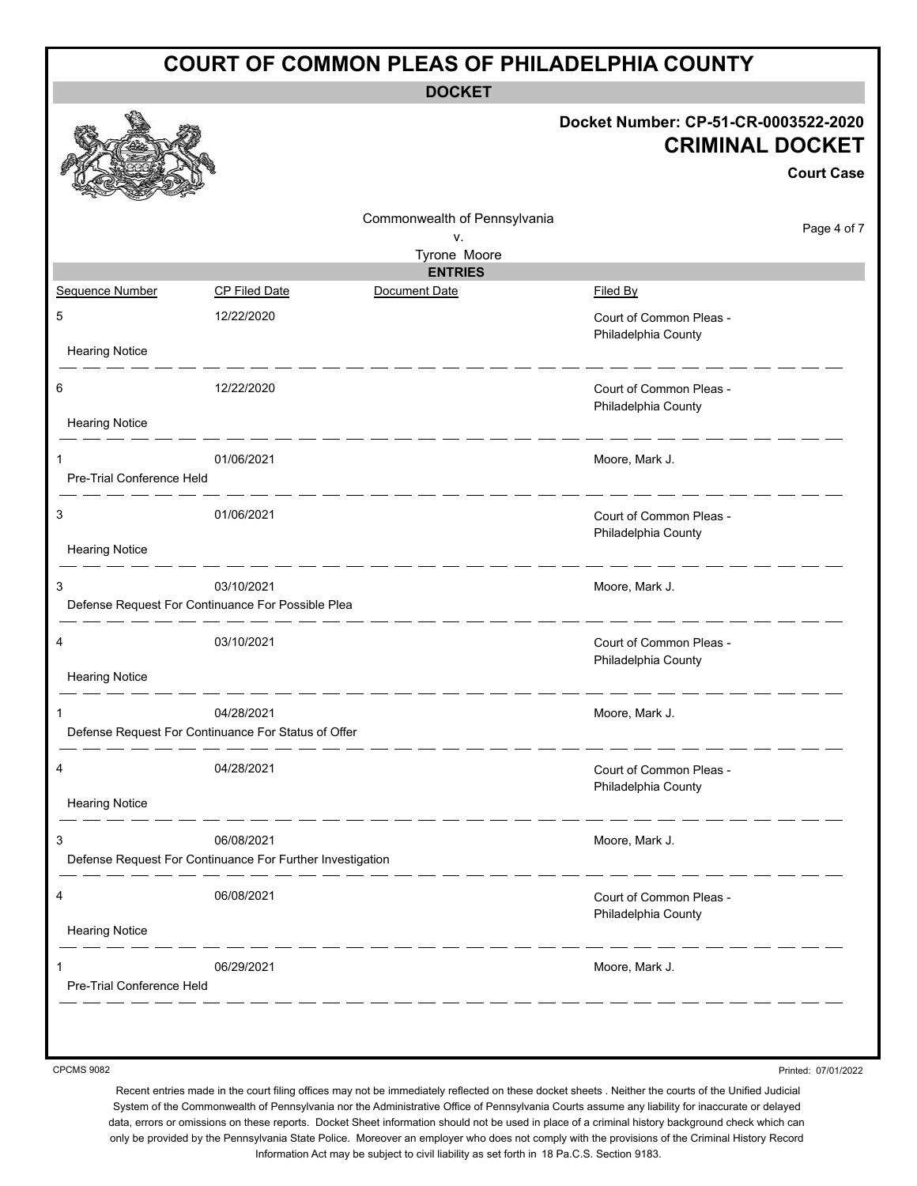# COURT OF COMMON PLEAS OF PHILADELPHIA COUNTY

## DOCKET

**Docket Number: CP-51-CR-0003522-2020**

**CRIMINAL DOCKET**

**Court Case**

Commonwealth of Pennsylvania
v.
Tyrone Moore

## ENTRIES

| Sequence Number | CP Filed Date | Document Date | Filed By |
|---|---|---|---|
| 5 | 12/22/2020 | | Court of Common Pleas - Philadelphia County |
| Hearing Notice | | | |
| 6 | 12/22/2020 | | Court of Common Pleas - Philadelphia County |
| Hearing Notice | | | |
| 1 | 01/06/2021 | | Moore, Mark J. |
| Pre-Trial Conference Held | | | |
| 3 | 01/06/2021 | | Court of Common Pleas - Philadelphia County |
| Hearing Notice | | | |
| 3 | 03/10/2021 | | Moore, Mark J. |
| Defense Request For Continuance For Possible Plea | | | |
| 4 | 03/10/2021 | | Court of Common Pleas - Philadelphia County |
| Hearing Notice | | | |
| 1 | 04/28/2021 | | Moore, Mark J. |
| Defense Request For Continuance For Status of Offer | | | |
| 4 | 04/28/2021 | | Court of Common Pleas - Philadelphia County |
| Hearing Notice | | | |
| 3 | 06/08/2021 | | Moore, Mark J. |
| Defense Request For Continuance For Further Investigation | | | |
| 4 | 06/08/2021 | | Court of Common Pleas - Philadelphia County |
| Hearing Notice | | | |
| 1 | 06/29/2021 | | Moore, Mark J. |
| Pre-Trial Conference Held | | | |

CPCMS 9082

Printed: 07/01/2022

Recent entries made in the court filing offices may not be immediately reflected on these docket sheets . Neither the courts of the Unified Judicial System of the Commonwealth of Pennsylvania nor the Administrative Office of Pennsylvania Courts assume any liability for inaccurate or delayed data, errors or omissions on these reports. Docket Sheet information should not be used in place of a criminal history background check which can only be provided by the Pennsylvania State Police. Moreover an employer who does not comply with the provisions of the Criminal History Record Information Act may be subject to civil liability as set forth in 18 Pa.C.S. Section 9183.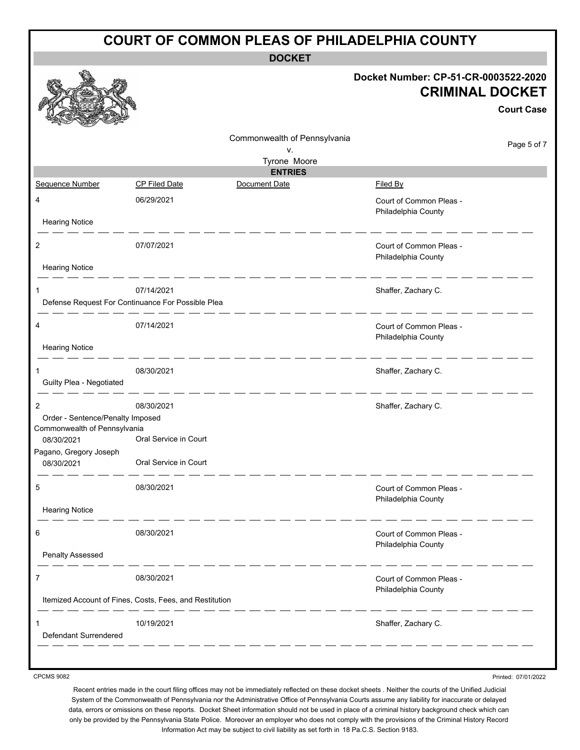# COURT OF COMMON PLEAS OF PHILADELPHIA COUNTY

**DOCKET**

**Docket Number: CP-51-CR-0003522-2020**

**CRIMINAL DOCKET**

**Court Case**

Commonwealth of Pennsylvania
v.
Tyrone Moore

**ENTRIES**

| Sequence Number | CP Filed Date | Document Date | Filed By |
|---|---|---|---|
| 4 | 06/29/2021 | | Court of Common Pleas - Philadelphia County |
| Hearing Notice | | | |
| 2 | 07/07/2021 | | Court of Common Pleas - Philadelphia County |
| Hearing Notice | | | |
| 1 | 07/14/2021 | | Shaffer, Zachary C. |
| Defense Request For Continuance For Possible Plea | | | |
| 4 | 07/14/2021 | | Court of Common Pleas - Philadelphia County |
| Hearing Notice | | | |
| 1 | 08/30/2021 | | Shaffer, Zachary C. |
| Guilty Plea - Negotiated | | | |
| 2 | 08/30/2021 | | Shaffer, Zachary C. |
| Order - Sentence/Penalty Imposed | | | |
| Commonwealth of Pennsylvania | | | |
| 08/30/2021 | Oral Service in Court | | |
| Pagano, Gregory Joseph | | | |
| 08/30/2021 | Oral Service in Court | | |
| 5 | 08/30/2021 | | Court of Common Pleas - Philadelphia County |
| Hearing Notice | | | |
| 6 | 08/30/2021 | | Court of Common Pleas - Philadelphia County |
| Penalty Assessed | | | |
| 7 | 08/30/2021 | | Court of Common Pleas - Philadelphia County |
| Itemized Account of Fines, Costs, Fees, and Restitution | | | |
| 1 | 10/19/2021 | | Shaffer, Zachary C. |
| Defendant Surrendered | | | |

CPCMS 9082

Printed: 07/01/2022

Recent entries made in the court filing offices may not be immediately reflected on these docket sheets . Neither the courts of the Unified Judicial System of the Commonwealth of Pennsylvania nor the Administrative Office of Pennsylvania Courts assume any liability for inaccurate or delayed data, errors or omissions on these reports. Docket Sheet information should not be used in place of a criminal history background check which can only be provided by the Pennsylvania State Police. Moreover an employer who does not comply with the provisions of the Criminal History Record Information Act may be subject to civil liability as set forth in 18 Pa.C.S. Section 9183.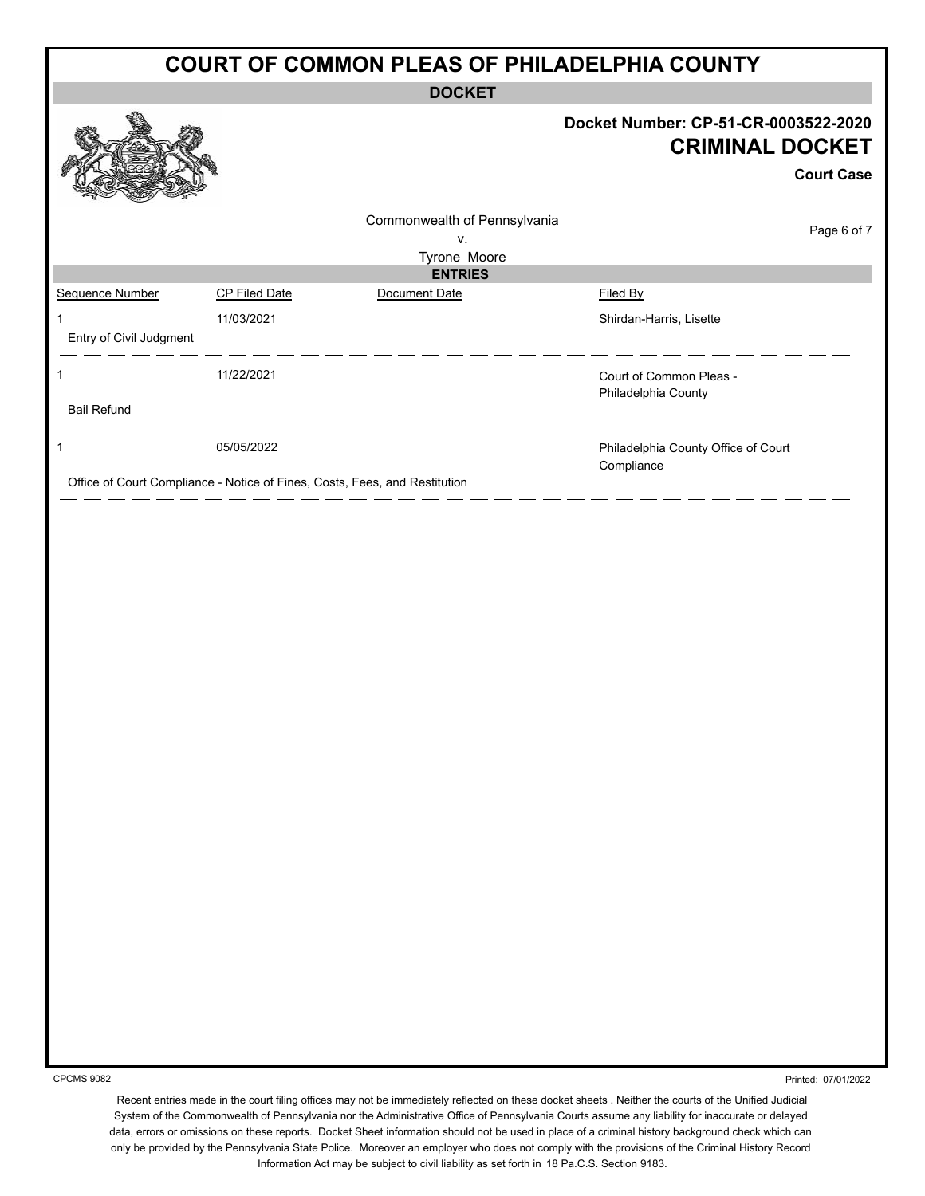# COURT OF COMMON PLEAS OF PHILADELPHIA COUNTY

**DOCKET**

**Docket Number: CP-51-CR-0003522-2020**

**CRIMINAL DOCKET**

**Court Case**

Commonwealth of Pennsylvania
v.
Tyrone Moore

**ENTRIES**

| Sequence Number | CP Filed Date | Document Date | Filed By |
|---|---|---|---|
| 1 | 11/03/2021 | | Shirdan-Harris, Lisette |
| Entry of Civil Judgment | | | |
| 1 | 11/22/2021 | | Court of Common Pleas - Philadelphia County |
| Bail Refund | | | |
| 1 | 05/05/2022 | | Philadelphia County Office of Court Compliance |
| Office of Court Compliance - Notice of Fines, Costs, Fees, and Restitution | | | |

CPCMS 9082

Printed: 07/01/2022

Recent entries made in the court filing offices may not be immediately reflected on these docket sheets . Neither the courts of the Unified Judicial System of the Commonwealth of Pennsylvania nor the Administrative Office of Pennsylvania Courts assume any liability for inaccurate or delayed data, errors or omissions on these reports. Docket Sheet information should not be used in place of a criminal history background check which can only be provided by the Pennsylvania State Police. Moreover an employer who does not comply with the provisions of the Criminal History Record Information Act may be subject to civil liability as set forth in 18 Pa.C.S. Section 9183.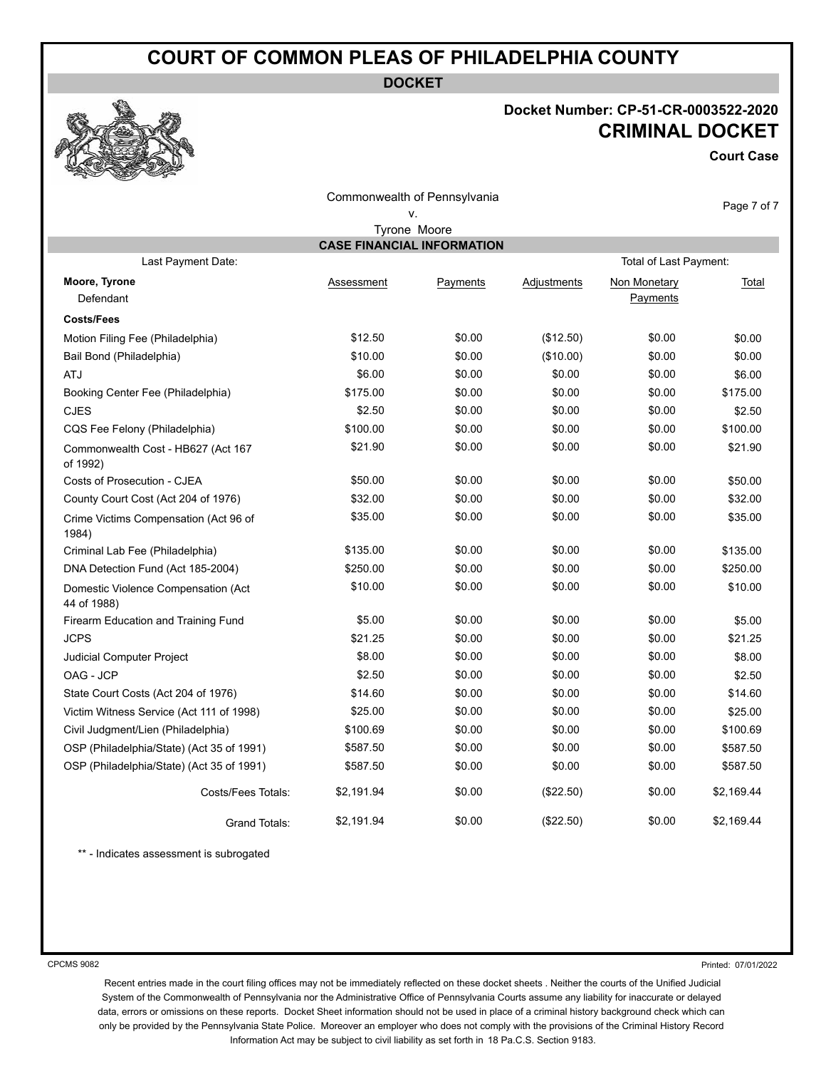# COURT OF COMMON PLEAS OF PHILADELPHIA COUNTY

**DOCKET**

**Docket Number: CP-51-CR-0003522-2020**

## CRIMINAL DOCKET

**Court Case**

Commonwealth of Pennsylvania
v.
Tyrone Moore

### CASE FINANCIAL INFORMATION

Last Payment Date: Total of Last Payment:

| **Moore, Tyrone** Defendant | Assessment | Payments | Adjustments | Non Monetary Payments | Total |
|---|---|---|---|---|---|
| **Costs/Fees** | | | | | |
| Motion Filing Fee (Philadelphia) | $12.50 | $0.00 | ($12.50) | $0.00 | $0.00 |
| Bail Bond (Philadelphia) | $10.00 | $0.00 | ($10.00) | $0.00 | $0.00 |
| ATJ | $6.00 | $0.00 | $0.00 | $0.00 | $6.00 |
| Booking Center Fee (Philadelphia) | $175.00 | $0.00 | $0.00 | $0.00 | $175.00 |
| CJES | $2.50 | $0.00 | $0.00 | $0.00 | $2.50 |
| CQS Fee Felony (Philadelphia) | $100.00 | $0.00 | $0.00 | $0.00 | $100.00 |
| Commonwealth Cost - HB627 (Act 167 of 1992) | $21.90 | $0.00 | $0.00 | $0.00 | $21.90 |
| Costs of Prosecution - CJEA | $50.00 | $0.00 | $0.00 | $0.00 | $50.00 |
| County Court Cost (Act 204 of 1976) | $32.00 | $0.00 | $0.00 | $0.00 | $32.00 |
| Crime Victims Compensation (Act 96 of 1984) | $35.00 | $0.00 | $0.00 | $0.00 | $35.00 |
| Criminal Lab Fee (Philadelphia) | $135.00 | $0.00 | $0.00 | $0.00 | $135.00 |
| DNA Detection Fund (Act 185-2004) | $250.00 | $0.00 | $0.00 | $0.00 | $250.00 |
| Domestic Violence Compensation (Act 44 of 1988) | $10.00 | $0.00 | $0.00 | $0.00 | $10.00 |
| Firearm Education and Training Fund | $5.00 | $0.00 | $0.00 | $0.00 | $5.00 |
| JCPS | $21.25 | $0.00 | $0.00 | $0.00 | $21.25 |
| Judicial Computer Project | $8.00 | $0.00 | $0.00 | $0.00 | $8.00 |
| OAG - JCP | $2.50 | $0.00 | $0.00 | $0.00 | $2.50 |
| State Court Costs (Act 204 of 1976) | $14.60 | $0.00 | $0.00 | $0.00 | $14.60 |
| Victim Witness Service (Act 111 of 1998) | $25.00 | $0.00 | $0.00 | $0.00 | $25.00 |
| Civil Judgment/Lien (Philadelphia) | $100.69 | $0.00 | $0.00 | $0.00 | $100.69 |
| OSP (Philadelphia/State) (Act 35 of 1991) | $587.50 | $0.00 | $0.00 | $0.00 | $587.50 |
| OSP (Philadelphia/State) (Act 35 of 1991) | $587.50 | $0.00 | $0.00 | $0.00 | $587.50 |
| Costs/Fees Totals: | $2,191.94 | $0.00 | ($22.50) | $0.00 | $2,169.44 |
| Grand Totals: | $2,191.94 | $0.00 | ($22.50) | $0.00 | $2,169.44 |

** - Indicates assessment is subrogated

CPCMS 9082

Printed: 07/01/2022

Recent entries made in the court filing offices may not be immediately reflected on these docket sheets . Neither the courts of the Unified Judicial System of the Commonwealth of Pennsylvania nor the Administrative Office of Pennsylvania Courts assume any liability for inaccurate or delayed data, errors or omissions on these reports. Docket Sheet information should not be used in place of a criminal history background check which can only be provided by the Pennsylvania State Police. Moreover an employer who does not comply with the provisions of the Criminal History Record Information Act may be subject to civil liability as set forth in 18 Pa.C.S. Section 9183.